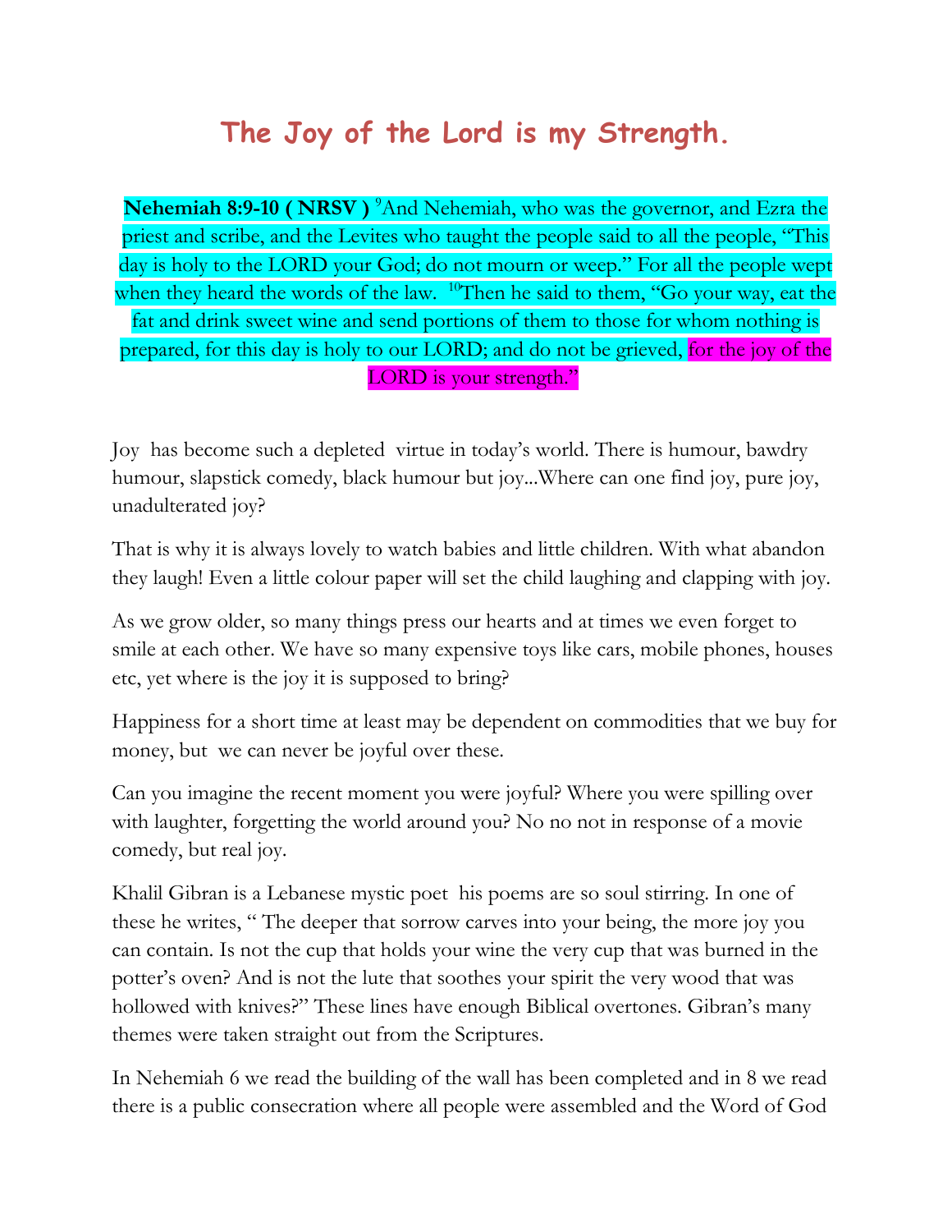# The Joy of the Lord is my Strength.

**Nehemiah 8:9-10 ( NRSV )** [9]And Nehemiah, who was the governor, and Ezra the priest and scribe, and the Levites who taught the people said to all the people, "This day is holy to the LORD your God; do not mourn or weep." For all the people wept when they heard the words of the law. [10]Then he said to them, "Go your way, eat the fat and drink sweet wine and send portions of them to those for whom nothing is prepared, for this day is holy to our LORD; and do not be grieved, for the joy of the LORD is your strength."

Joy has become such a depleted virtue in today's world. There is humour, bawdry humour, slapstick comedy, black humour but joy...Where can one find joy, pure joy, unadulterated joy?

That is why it is always lovely to watch babies and little children. With what abandon they laugh! Even a little colour paper will set the child laughing and clapping with joy.

As we grow older, so many things press our hearts and at times we even forget to smile at each other. We have so many expensive toys like cars, mobile phones, houses etc, yet where is the joy it is supposed to bring?

Happiness for a short time at least may be dependent on commodities that we buy for money, but we can never be joyful over these.

Can you imagine the recent moment you were joyful? Where you were spilling over with laughter, forgetting the world around you? No no not in response of a movie comedy, but real joy.

Khalil Gibran is a Lebanese mystic poet his poems are so soul stirring. In one of these he writes, " The deeper that sorrow carves into your being, the more joy you can contain. Is not the cup that holds your wine the very cup that was burned in the potter's oven? And is not the lute that soothes your spirit the very wood that was hollowed with knives?" These lines have enough Biblical overtones. Gibran's many themes were taken straight out from the Scriptures.

In Nehemiah 6 we read the building of the wall has been completed and in 8 we read there is a public consecration where all people were assembled and the Word of God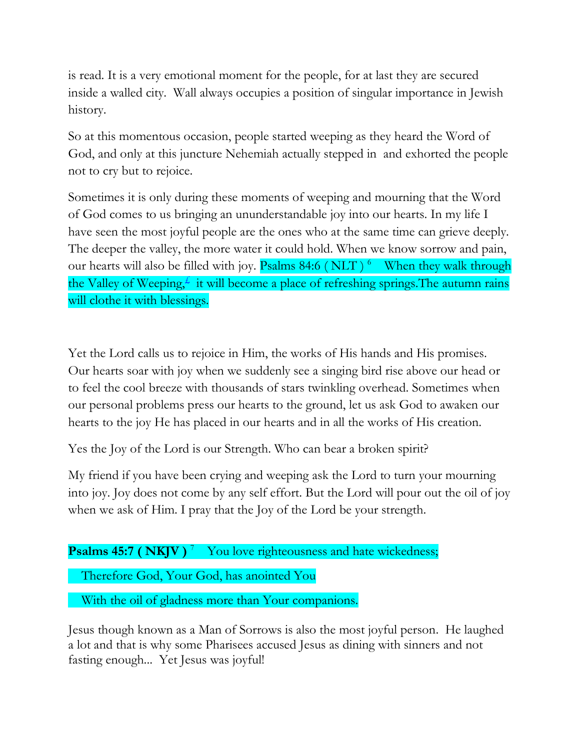is read. It is a very emotional moment for the people, for at last they are secured inside a walled city. Wall always occupies a position of singular importance in Jewish history.

So at this momentous occasion, people started weeping as they heard the Word of God, and only at this juncture Nehemiah actually stepped in and exhorted the people not to cry but to rejoice.

Sometimes it is only during these moments of weeping and mourning that the Word of God comes to us bringing an ununderstandable joy into our hearts. In my life I have seen the most joyful people are the ones who at the same time can grieve deeply. The deeper the valley, the more water it could hold. When we know sorrow and pain, our hearts will also be filled with joy. Psalms 84:6 ( NLT ) [6] When they walk through the Valley of Weeping,[f] it will become a place of refreshing springs.The autumn rains will clothe it with blessings.

Yet the Lord calls us to rejoice in Him, the works of His hands and His promises. Our hearts soar with joy when we suddenly see a singing bird rise above our head or to feel the cool breeze with thousands of stars twinkling overhead. Sometimes when our personal problems press our hearts to the ground, let us ask God to awaken our hearts to the joy He has placed in our hearts and in all the works of His creation.

Yes the Joy of the Lord is our Strength. Who can bear a broken spirit?

My friend if you have been crying and weeping ask the Lord to turn your mourning into joy. Joy does not come by any self effort. But the Lord will pour out the oil of joy when we ask of Him. I pray that the Joy of the Lord be your strength.

**Psalms 45:7 ( NKJV )** [7] You love righteousness and hate wickedness;

Therefore God, Your God, has anointed You

With the oil of gladness more than Your companions.

Jesus though known as a Man of Sorrows is also the most joyful person. He laughed a lot and that is why some Pharisees accused Jesus as dining with sinners and not fasting enough... Yet Jesus was joyful!